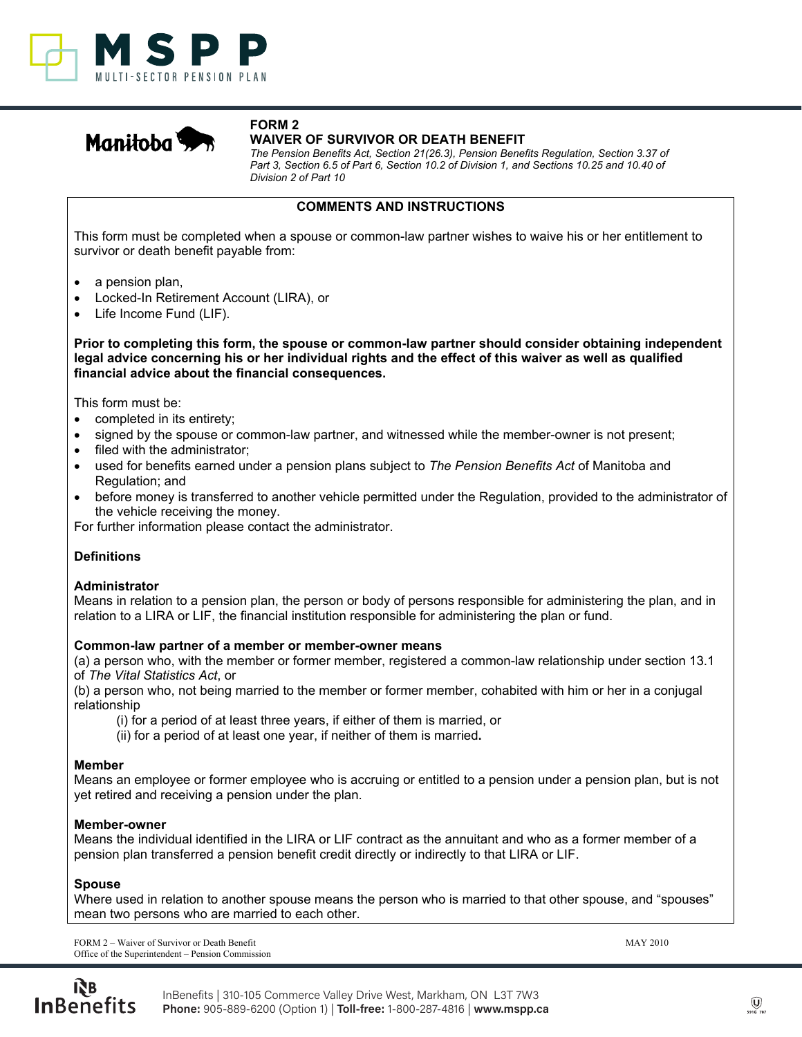# FORM 2
## WAIVER OF SURVIVOR OR DEATH BENEFIT

*The Pension Benefits Act, Section 21(26.3), Pension Benefits Regulation, Section 3.37 of Part 3, Section 6.5 of Part 6, Section 10.2 of Division 1, and Sections 10.25 and 10.40 of Division 2 of Part 10*

### COMMENTS AND INSTRUCTIONS

This form must be completed when a spouse or common-law partner wishes to waive his or her entitlement to survivor or death benefit payable from:

- a pension plan,
- Locked-In Retirement Account (LIRA), or
- Life Income Fund (LIF).

**Prior to completing this form, the spouse or common-law partner should consider obtaining independent legal advice concerning his or her individual rights and the effect of this waiver as well as qualified financial advice about the financial consequences.**

This form must be:

- completed in its entirety;
- signed by the spouse or common-law partner, and witnessed while the member-owner is not present;
- filed with the administrator;
- used for benefits earned under a pension plans subject to *The Pension Benefits Act* of Manitoba and Regulation; and
- before money is transferred to another vehicle permitted under the Regulation, provided to the administrator of the vehicle receiving the money.

For further information please contact the administrator.

**Definitions**

**Administrator**
Means in relation to a pension plan, the person or body of persons responsible for administering the plan, and in relation to a LIRA or LIF, the financial institution responsible for administering the plan or fund.

**Common-law partner of a member or member-owner means**
(a) a person who, with the member or former member, registered a common-law relationship under section 13.1 of *The Vital Statistics Act*, or
(b) a person who, not being married to the member or former member, cohabited with him or her in a conjugal relationship
(i) for a period of at least three years, if either of them is married, or
(ii) for a period of at least one year, if neither of them is married.

**Member**
Means an employee or former employee who is accruing or entitled to a pension under a pension plan, but is not yet retired and receiving a pension under the plan.

**Member-owner**
Means the individual identified in the LIRA or LIF contract as the annuitant and who as a former member of a pension plan transferred a pension benefit credit directly or indirectly to that LIRA or LIF.

**Spouse**
Where used in relation to another spouse means the person who is married to that other spouse, and "spouses" mean two persons who are married to each other.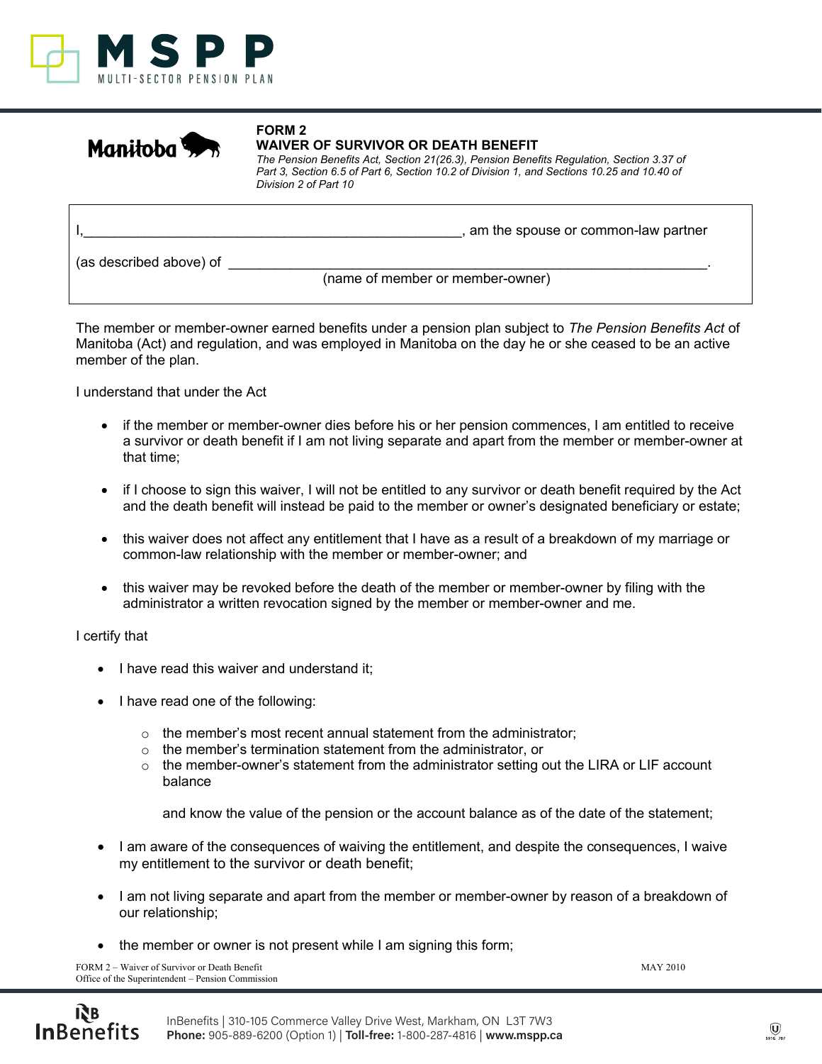**FORM 2**
**WAIVER OF SURVIVOR OR DEATH BENEFIT**
*The Pension Benefits Act, Section 21(26.3), Pension Benefits Regulation, Section 3.37 of Part 3, Section 6.5 of Part 6, Section 10.2 of Division 1, and Sections 10.25 and 10.40 of Division 2 of Part 10*

I,\_\_\_\_\_\_\_\_\_\_\_\_\_\_\_\_\_\_\_\_\_\_\_\_\_\_\_\_\_\_\_\_\_\_\_\_\_\_\_\_\_\_\_\_\_\_\_\_\_\_\_\_, am the spouse or common-law partner

(as described above) of \_\_\_\_\_\_\_\_\_\_\_\_\_\_\_\_\_\_\_\_\_\_\_\_\_\_\_\_\_\_\_\_\_\_\_\_\_\_\_\_\_\_\_\_\_\_\_\_\_\_\_\_\_\_\_\_\_\_\_\_\_\_\_.
(name of member or member-owner)

The member or member-owner earned benefits under a pension plan subject to *The Pension Benefits Act* of Manitoba (Act) and regulation, and was employed in Manitoba on the day he or she ceased to be an active member of the plan.

I understand that under the Act

- if the member or member-owner dies before his or her pension commences, I am entitled to receive a survivor or death benefit if I am not living separate and apart from the member or member-owner at that time;
- if I choose to sign this waiver, I will not be entitled to any survivor or death benefit required by the Act and the death benefit will instead be paid to the member or owner's designated beneficiary or estate;
- this waiver does not affect any entitlement that I have as a result of a breakdown of my marriage or common-law relationship with the member or member-owner; and
- this waiver may be revoked before the death of the member or member-owner by filing with the administrator a written revocation signed by the member or member-owner and me.

I certify that

- I have read this waiver and understand it;
- I have read one of the following:
  - the member's most recent annual statement from the administrator;
  - the member's termination statement from the administrator, or
  - the member-owner's statement from the administrator setting out the LIRA or LIF account balance

  and know the value of the pension or the account balance as of the date of the statement;
- I am aware of the consequences of waiving the entitlement, and despite the consequences, I waive my entitlement to the survivor or death benefit;
- I am not living separate and apart from the member or member-owner by reason of a breakdown of our relationship;
- the member or owner is not present while I am signing this form;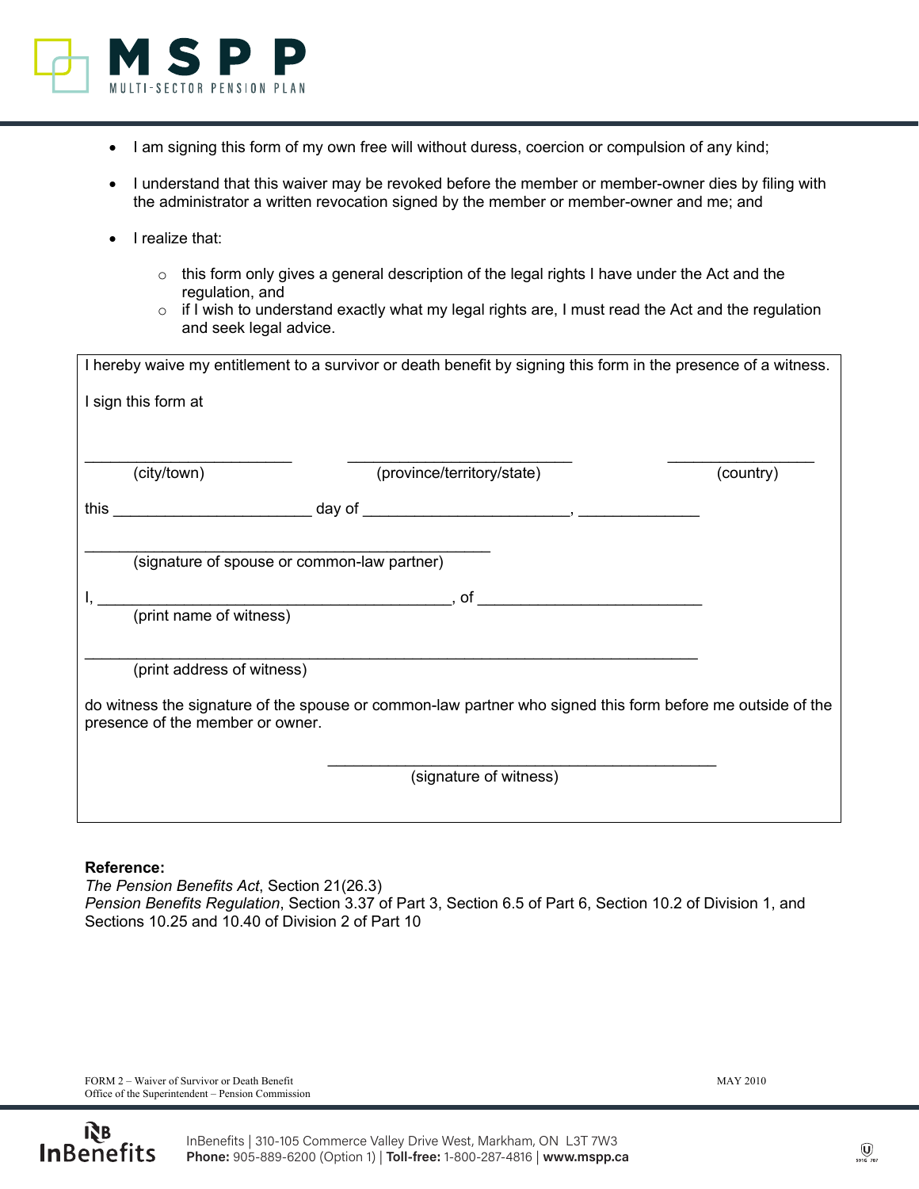- I am signing this form of my own free will without duress, coercion or compulsion of any kind;
- I understand that this waiver may be revoked before the member or member-owner dies by filing with the administrator a written revocation signed by the member or member-owner and me; and
- I realize that:
  - this form only gives a general description of the legal rights I have under the Act and the regulation, and
  - if I wish to understand exactly what my legal rights are, I must read the Act and the regulation and seek legal advice.

I hereby waive my entitlement to a survivor or death benefit by signing this form in the presence of a witness.

I sign this form at

________________________ ________________________ ________________________
(city/town) (province/territory/state) (country)

this ______________________ day of ______________________, ______________

______________________________________________
(signature of spouse or common-law partner)

I, ________________________________________, of ________________________
(print name of witness)

______________________________________________________________________
(print address of witness)

do witness the signature of the spouse or common-law partner who signed this form before me outside of the presence of the member or owner.

______________________________________________
(signature of witness)

**Reference:**
*The Pension Benefits Act*, Section 21(26.3)
*Pension Benefits Regulation*, Section 3.37 of Part 3, Section 6.5 of Part 6, Section 10.2 of Division 1, and Sections 10.25 and 10.40 of Division 2 of Part 10

FORM 2 – Waiver of Survivor or Death Benefit
Office of the Superintendent – Pension Commission

MAY 2010